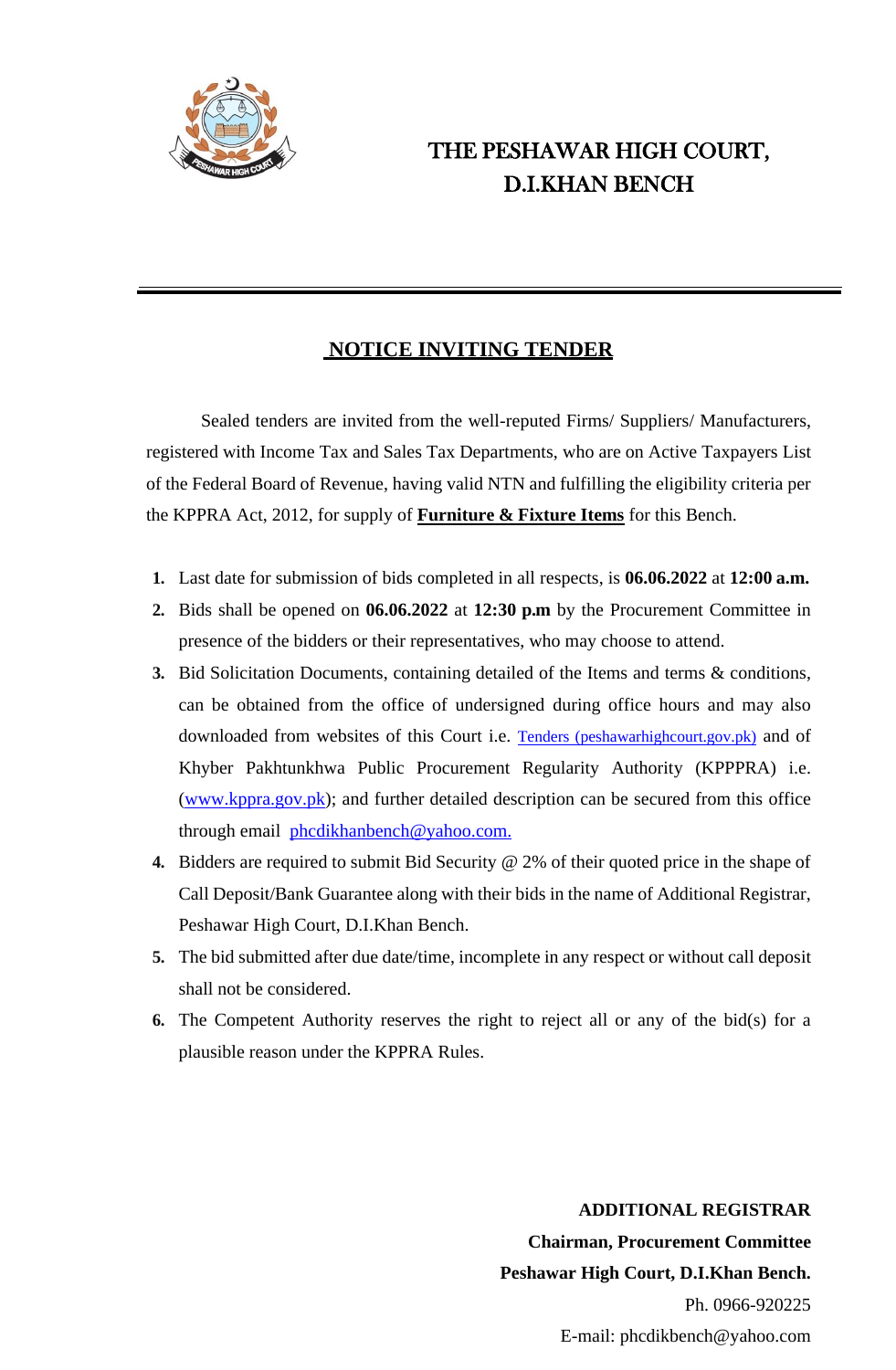# THE PESHAWAR HIGH COURT, D.I.KHAN BENCH

---

## NOTICE INVITING TENDER

Sealed tenders are invited from the well-reputed Firms/ Suppliers/ Manufacturers, registered with Income Tax and Sales Tax Departments, who are on Active Taxpayers List of the Federal Board of Revenue, having valid NTN and fulfilling the eligibility criteria per the KPPRA Act, 2012, for supply of **Furniture & Fixture Items** for this Bench.

1. Last date for submission of bids completed in all respects, is **06.06.2022** at **12:00 a.m.**
2. Bids shall be opened on **06.06.2022** at **12:30 p.m** by the Procurement Committee in presence of the bidders or their representatives, who may choose to attend.
3. Bid Solicitation Documents, containing detailed of the Items and terms & conditions, can be obtained from the office of undersigned during office hours and may also downloaded from websites of this Court i.e. Tenders (peshawarhighcourt.gov.pk) and of Khyber Pakhtunkhwa Public Procurement Regularity Authority (KPPPRA) i.e. (www.kppra.gov.pk); and further detailed description can be secured from this office through email phcdikhanbench@yahoo.com.
4. Bidders are required to submit Bid Security @ 2% of their quoted price in the shape of Call Deposit/Bank Guarantee along with their bids in the name of Additional Registrar, Peshawar High Court, D.I.Khan Bench.
5. The bid submitted after due date/time, incomplete in any respect or without call deposit shall not be considered.
6. The Competent Authority reserves the right to reject all or any of the bid(s) for a plausible reason under the KPPRA Rules.

**ADDITIONAL REGISTRAR**
**Chairman, Procurement Committee**
**Peshawar High Court, D.I.Khan Bench.**
Ph. 0966-920225
E-mail: phcdikbench@yahoo.com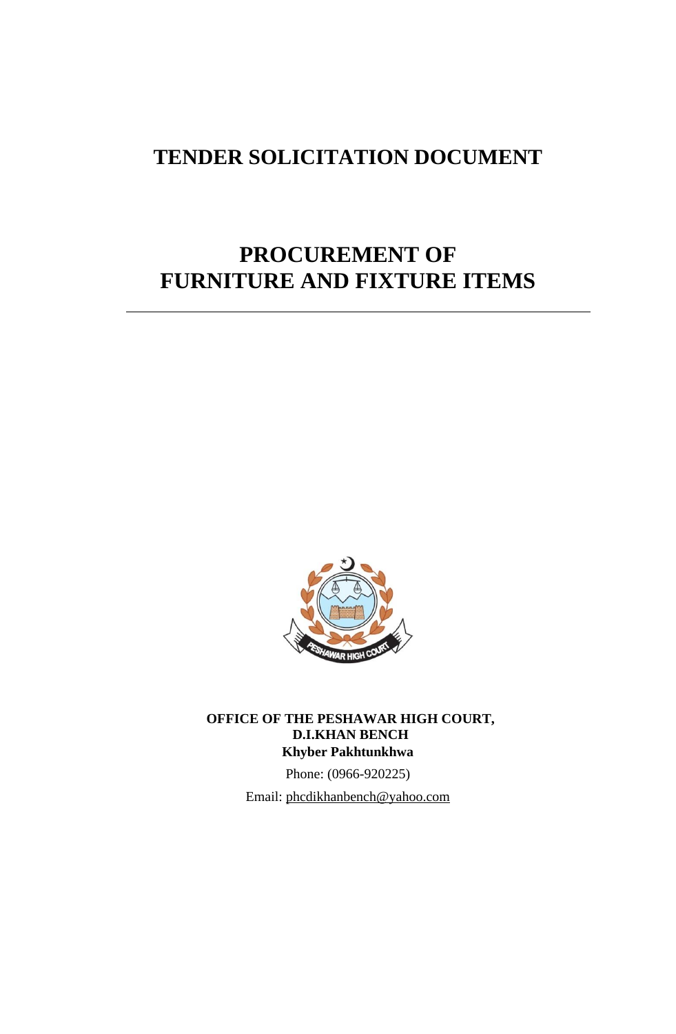# TENDER SOLICITATION DOCUMENT

# PROCUREMENT OF FURNITURE AND FIXTURE ITEMS

---

**OFFICE OF THE PESHAWAR HIGH COURT,**
**D.I.KHAN BENCH**
**Khyber Pakhtunkhwa**

Phone: (0966-920225)

Email: phcdikhanbench@yahoo.com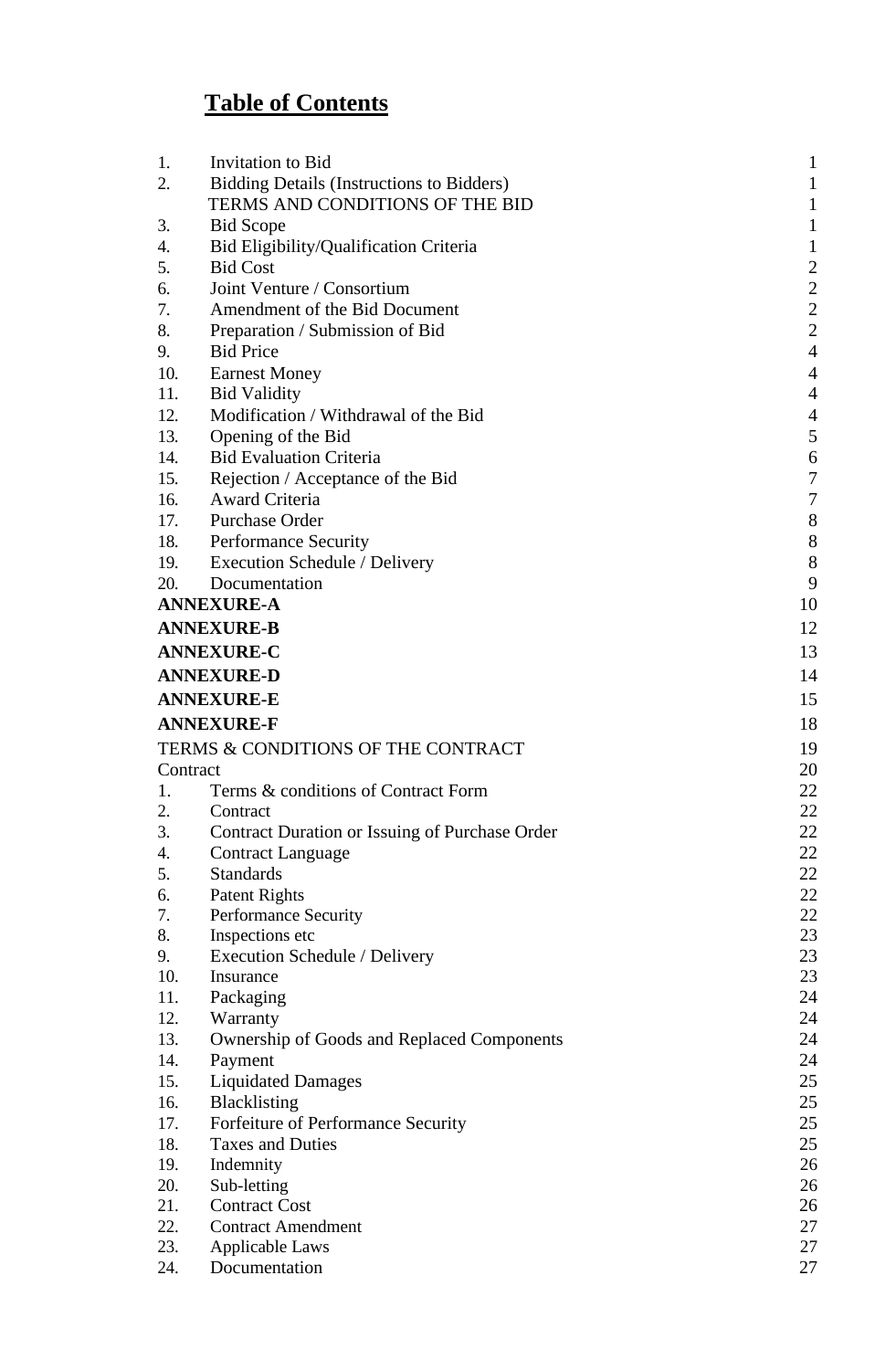# Table of Contents

| | | |
|---|---|---|
| 1. | Invitation to Bid | 1 |
| 2. | Bidding Details (Instructions to Bidders) | 1 |
| | TERMS AND CONDITIONS OF THE BID | 1 |
| 3. | Bid Scope | 1 |
| 4. | Bid Eligibility/Qualification Criteria | 1 |
| 5. | Bid Cost | 2 |
| 6. | Joint Venture / Consortium | 2 |
| 7. | Amendment of the Bid Document | 2 |
| 8. | Preparation / Submission of Bid | 2 |
| 9. | Bid Price | 4 |
| 10. | Earnest Money | 4 |
| 11. | Bid Validity | 4 |
| 12. | Modification / Withdrawal of the Bid | 4 |
| 13. | Opening of the Bid | 5 |
| 14. | Bid Evaluation Criteria | 6 |
| 15. | Rejection / Acceptance of the Bid | 7 |
| 16. | Award Criteria | 7 |
| 17. | Purchase Order | 8 |
| 18. | Performance Security | 8 |
| 19. | Execution Schedule / Delivery | 8 |
| 20. | Documentation | 9 |
| **ANNEXURE-A** | | 10 |
| **ANNEXURE-B** | | 12 |
| **ANNEXURE-C** | | 13 |
| **ANNEXURE-D** | | 14 |
| **ANNEXURE-E** | | 15 |
| **ANNEXURE-F** | | 18 |
| TERMS & CONDITIONS OF THE CONTRACT | | 19 |
| Contract | | 20 |
| 1. | Terms & conditions of Contract Form | 22 |
| 2. | Contract | 22 |
| 3. | Contract Duration or Issuing of Purchase Order | 22 |
| 4. | Contract Language | 22 |
| 5. | Standards | 22 |
| 6. | Patent Rights | 22 |
| 7. | Performance Security | 22 |
| 8. | Inspections etc | 23 |
| 9. | Execution Schedule / Delivery | 23 |
| 10. | Insurance | 23 |
| 11. | Packaging | 24 |
| 12. | Warranty | 24 |
| 13. | Ownership of Goods and Replaced Components | 24 |
| 14. | Payment | 24 |
| 15. | Liquidated Damages | 25 |
| 16. | Blacklisting | 25 |
| 17. | Forfeiture of Performance Security | 25 |
| 18. | Taxes and Duties | 25 |
| 19. | Indemnity | 26 |
| 20. | Sub-letting | 26 |
| 21. | Contract Cost | 26 |
| 22. | Contract Amendment | 27 |
| 23. | Applicable Laws | 27 |
| 24. | Documentation | 27 |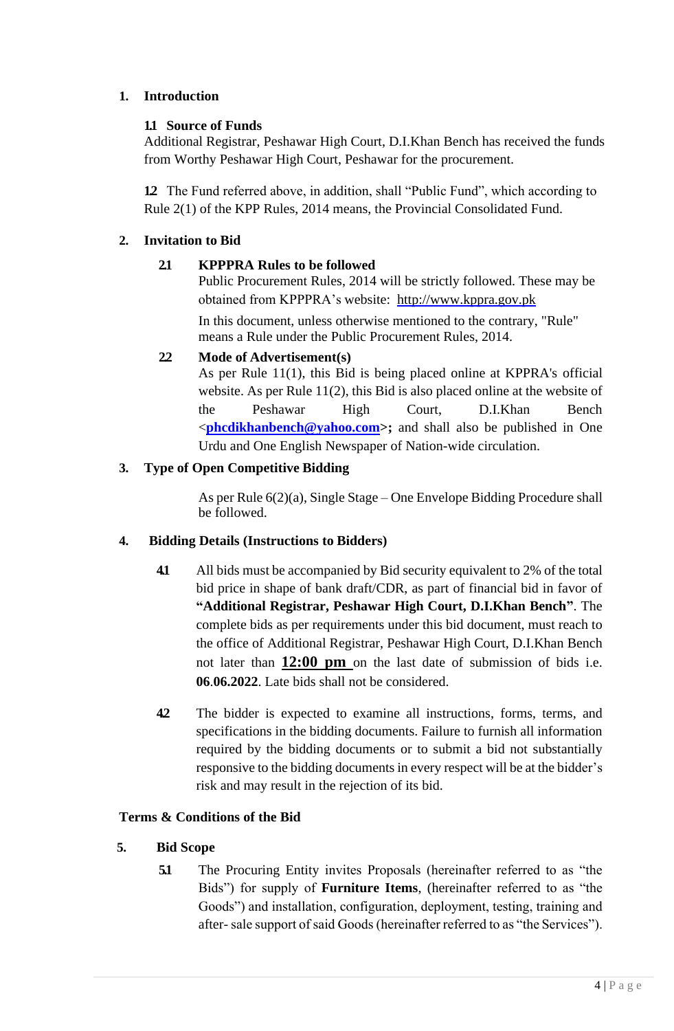## 1. Introduction

### 1.1 Source of Funds

Additional Registrar, Peshawar High Court, D.I.Khan Bench has received the funds from Worthy Peshawar High Court, Peshawar for the procurement.

**1.2** The Fund referred above, in addition, shall "Public Fund", which according to Rule 2(1) of the KPP Rules, 2014 means, the Provincial Consolidated Fund.

## 2. Invitation to Bid

### 2.1 KPPPRA Rules to be followed

Public Procurement Rules, 2014 will be strictly followed. These may be obtained from KPPPRA's website: http://www.kppra.gov.pk

In this document, unless otherwise mentioned to the contrary, "Rule" means a Rule under the Public Procurement Rules, 2014.

### 2.2 Mode of Advertisement(s)

As per Rule 11(1), this Bid is being placed online at KPPRA's official website. As per Rule 11(2), this Bid is also placed online at the website of the Peshawar High Court, D.I.Khan Bench <**phcdikhanbench@yahoo.com**>**;** and shall also be published in One Urdu and One English Newspaper of Nation-wide circulation.

## 3. Type of Open Competitive Bidding

As per Rule 6(2)(a), Single Stage – One Envelope Bidding Procedure shall be followed.

## 4. Bidding Details (Instructions to Bidders)

**4.1** All bids must be accompanied by Bid security equivalent to 2% of the total bid price in shape of bank draft/CDR, as part of financial bid in favor of **"Additional Registrar, Peshawar High Court, D.I.Khan Bench"**. The complete bids as per requirements under this bid document, must reach to the office of Additional Registrar, Peshawar High Court, D.I.Khan Bench not later than **12:00 pm** on the last date of submission of bids i.e. **06.06.2022**. Late bids shall not be considered.

**4.2** The bidder is expected to examine all instructions, forms, terms, and specifications in the bidding documents. Failure to furnish all information required by the bidding documents or to submit a bid not substantially responsive to the bidding documents in every respect will be at the bidder's risk and may result in the rejection of its bid.

## Terms & Conditions of the Bid

## 5. Bid Scope

**5.1** The Procuring Entity invites Proposals (hereinafter referred to as "the Bids") for supply of **Furniture Items**, (hereinafter referred to as "the Goods") and installation, configuration, deployment, testing, training and after- sale support of said Goods (hereinafter referred to as "the Services").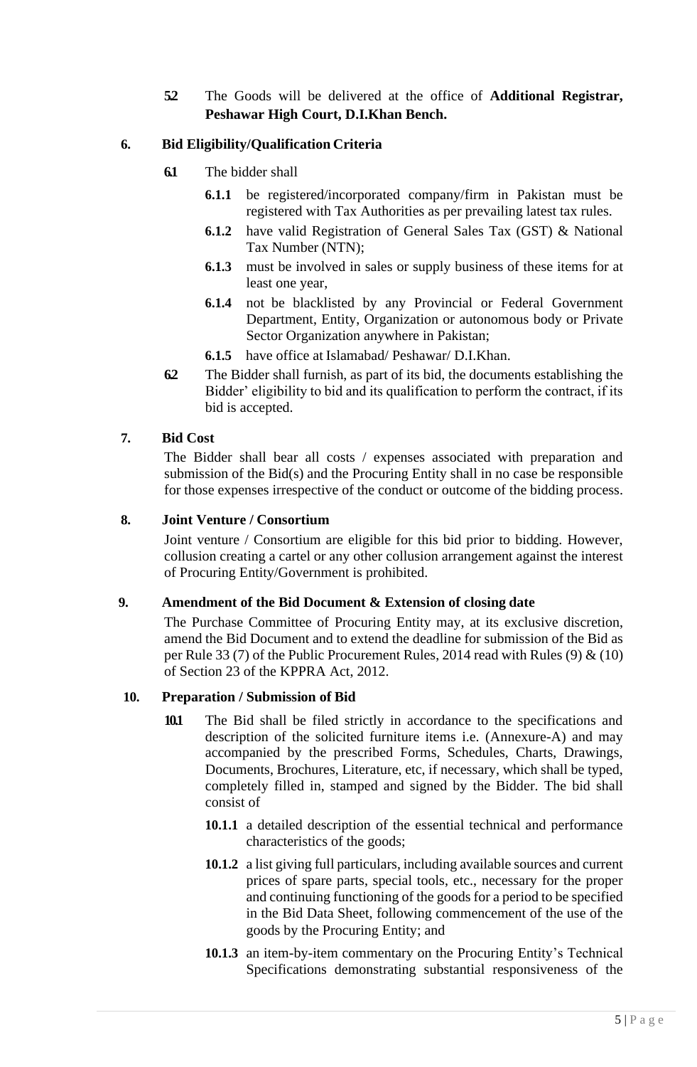**5.2** The Goods will be delivered at the office of **Additional Registrar, Peshawar High Court, D.I.Khan Bench.**

## 6. Bid Eligibility/Qualification Criteria

**6.1** The bidder shall

- **6.1.1** be registered/incorporated company/firm in Pakistan must be registered with Tax Authorities as per prevailing latest tax rules.
- **6.1.2** have valid Registration of General Sales Tax (GST) & National Tax Number (NTN);
- **6.1.3** must be involved in sales or supply business of these items for at least one year,
- **6.1.4** not be blacklisted by any Provincial or Federal Government Department, Entity, Organization or autonomous body or Private Sector Organization anywhere in Pakistan;
- **6.1.5** have office at Islamabad/ Peshawar/ D.I.Khan.

**6.2** The Bidder shall furnish, as part of its bid, the documents establishing the Bidder' eligibility to bid and its qualification to perform the contract, if its bid is accepted.

## 7. Bid Cost

The Bidder shall bear all costs / expenses associated with preparation and submission of the Bid(s) and the Procuring Entity shall in no case be responsible for those expenses irrespective of the conduct or outcome of the bidding process.

## 8. Joint Venture / Consortium

Joint venture / Consortium are eligible for this bid prior to bidding. However, collusion creating a cartel or any other collusion arrangement against the interest of Procuring Entity/Government is prohibited.

## 9. Amendment of the Bid Document & Extension of closing date

The Purchase Committee of Procuring Entity may, at its exclusive discretion, amend the Bid Document and to extend the deadline for submission of the Bid as per Rule 33 (7) of the Public Procurement Rules, 2014 read with Rules (9) & (10) of Section 23 of the KPPRA Act, 2012.

## 10. Preparation / Submission of Bid

**10.1** The Bid shall be filed strictly in accordance to the specifications and description of the solicited furniture items i.e. (Annexure-A) and may accompanied by the prescribed Forms, Schedules, Charts, Drawings, Documents, Brochures, Literature, etc, if necessary, which shall be typed, completely filled in, stamped and signed by the Bidder. The bid shall consist of

- **10.1.1** a detailed description of the essential technical and performance characteristics of the goods;
- **10.1.2** a list giving full particulars, including available sources and current prices of spare parts, special tools, etc., necessary for the proper and continuing functioning of the goods for a period to be specified in the Bid Data Sheet, following commencement of the use of the goods by the Procuring Entity; and
- **10.1.3** an item-by-item commentary on the Procuring Entity's Technical Specifications demonstrating substantial responsiveness of the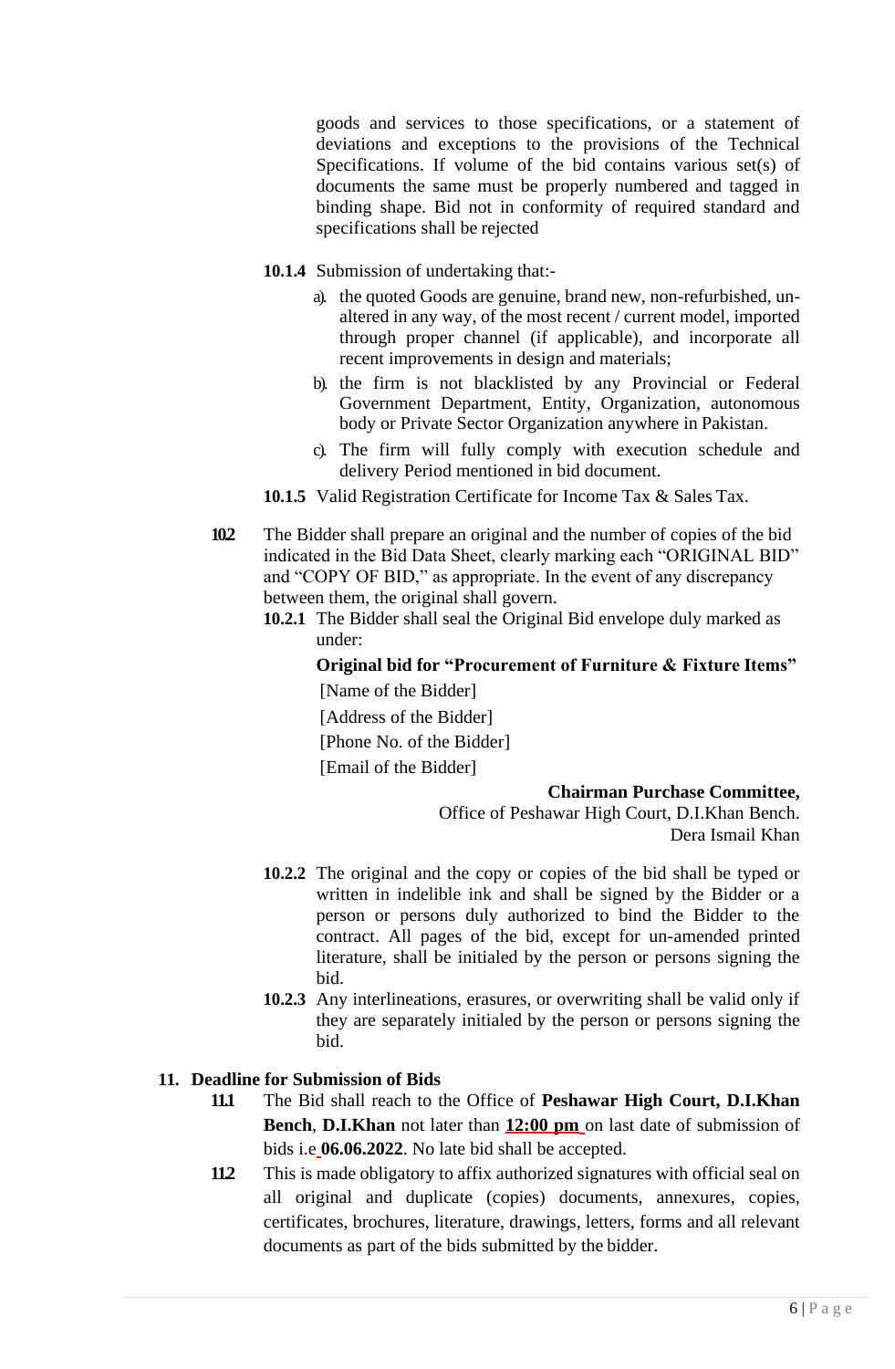goods and services to those specifications, or a statement of deviations and exceptions to the provisions of the Technical Specifications. If volume of the bid contains various set(s) of documents the same must be properly numbered and tagged in binding shape. Bid not in conformity of required standard and specifications shall be rejected

**10.1.4** Submission of undertaking that:-

a). the quoted Goods are genuine, brand new, non-refurbished, un-altered in any way, of the most recent / current model, imported through proper channel (if applicable), and incorporate all recent improvements in design and materials;

b). the firm is not blacklisted by any Provincial or Federal Government Department, Entity, Organization, autonomous body or Private Sector Organization anywhere in Pakistan.

c). The firm will fully comply with execution schedule and delivery Period mentioned in bid document.

**10.1.5** Valid Registration Certificate for Income Tax & Sales Tax.

**10.2** The Bidder shall prepare an original and the number of copies of the bid indicated in the Bid Data Sheet, clearly marking each "ORIGINAL BID" and "COPY OF BID," as appropriate. In the event of any discrepancy between them, the original shall govern.

**10.2.1** The Bidder shall seal the Original Bid envelope duly marked as under:

**Original bid for "Procurement of Furniture & Fixture Items"**

[Name of the Bidder]

[Address of the Bidder]

[Phone No. of the Bidder]

[Email of the Bidder]

**Chairman Purchase Committee,**
Office of Peshawar High Court, D.I.Khan Bench.
Dera Ismail Khan

**10.2.2** The original and the copy or copies of the bid shall be typed or written in indelible ink and shall be signed by the Bidder or a person or persons duly authorized to bind the Bidder to the contract. All pages of the bid, except for un-amended printed literature, shall be initialed by the person or persons signing the bid.

**10.2.3** Any interlineations, erasures, or overwriting shall be valid only if they are separately initialed by the person or persons signing the bid.

## 11. Deadline for Submission of Bids

**11.1** The Bid shall reach to the Office of **Peshawar High Court, D.I.Khan Bench**, **D.I.Khan** not later than **12:00 pm** on last date of submission of bids i.e **06.06.2022**. No late bid shall be accepted.

**11.2** This is made obligatory to affix authorized signatures with official seal on all original and duplicate (copies) documents, annexures, copies, certificates, brochures, literature, drawings, letters, forms and all relevant documents as part of the bids submitted by the bidder.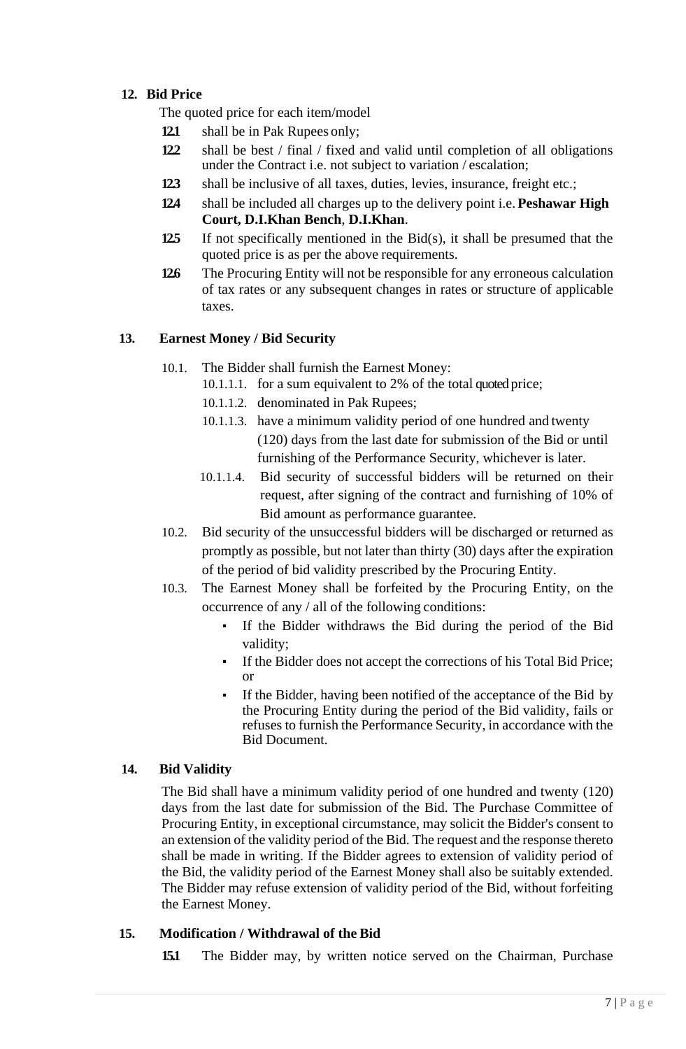## 12. Bid Price

The quoted price for each item/model

- **12.1** shall be in Pak Rupees only;
- **12.2** shall be best / final / fixed and valid until completion of all obligations under the Contract i.e. not subject to variation / escalation;
- **12.3** shall be inclusive of all taxes, duties, levies, insurance, freight etc.;
- **12.4** shall be included all charges up to the delivery point i.e. **Peshawar High Court, D.I.Khan Bench**, **D.I.Khan**.
- **12.5** If not specifically mentioned in the Bid(s), it shall be presumed that the quoted price is as per the above requirements.
- **12.6** The Procuring Entity will not be responsible for any erroneous calculation of tax rates or any subsequent changes in rates or structure of applicable taxes.

## 13. Earnest Money / Bid Security

10.1. The Bidder shall furnish the Earnest Money:

- 10.1.1.1. for a sum equivalent to 2% of the total quoted price;
- 10.1.1.2. denominated in Pak Rupees;
- 10.1.1.3. have a minimum validity period of one hundred and twenty (120) days from the last date for submission of the Bid or until furnishing of the Performance Security, whichever is later.
- 10.1.1.4. Bid security of successful bidders will be returned on their request, after signing of the contract and furnishing of 10% of Bid amount as performance guarantee.

10.2. Bid security of the unsuccessful bidders will be discharged or returned as promptly as possible, but not later than thirty (30) days after the expiration of the period of bid validity prescribed by the Procuring Entity.

10.3. The Earnest Money shall be forfeited by the Procuring Entity, on the occurrence of any / all of the following conditions:

- If the Bidder withdraws the Bid during the period of the Bid validity;
- If the Bidder does not accept the corrections of his Total Bid Price; or
- If the Bidder, having been notified of the acceptance of the Bid by the Procuring Entity during the period of the Bid validity, fails or refuses to furnish the Performance Security, in accordance with the Bid Document.

## 14. Bid Validity

The Bid shall have a minimum validity period of one hundred and twenty (120) days from the last date for submission of the Bid. The Purchase Committee of Procuring Entity, in exceptional circumstance, may solicit the Bidder's consent to an extension of the validity period of the Bid. The request and the response thereto shall be made in writing. If the Bidder agrees to extension of validity period of the Bid, the validity period of the Earnest Money shall also be suitably extended. The Bidder may refuse extension of validity period of the Bid, without forfeiting the Earnest Money.

## 15. Modification / Withdrawal of the Bid

- **15.1** The Bidder may, by written notice served on the Chairman, Purchase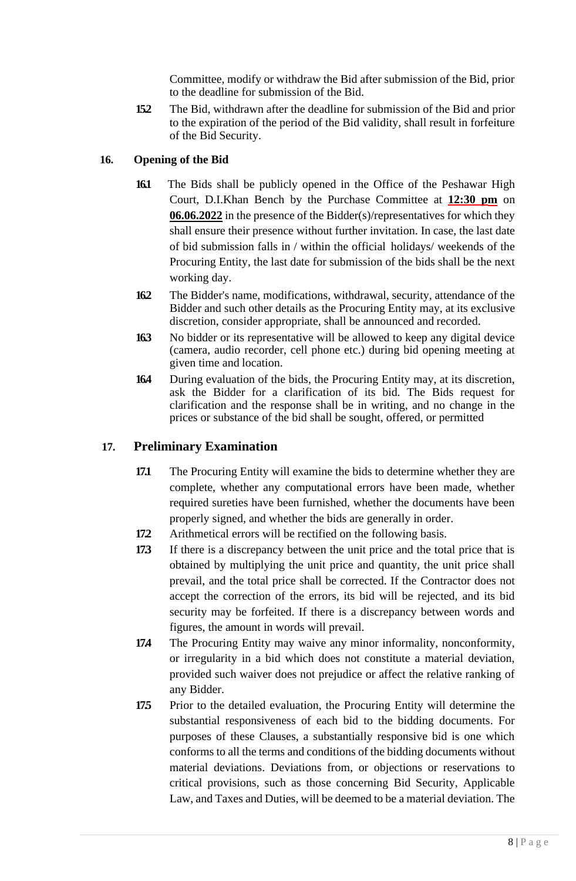Committee, modify or withdraw the Bid after submission of the Bid, prior to the deadline for submission of the Bid.

**15.2** The Bid, withdrawn after the deadline for submission of the Bid and prior to the expiration of the period of the Bid validity, shall result in forfeiture of the Bid Security.

## 16. Opening of the Bid

**16.1** The Bids shall be publicly opened in the Office of the Peshawar High Court, D.I.Khan Bench by the Purchase Committee at **12:30 pm** on **06.06.2022** in the presence of the Bidder(s)/representatives for which they shall ensure their presence without further invitation. In case, the last date of bid submission falls in / within the official holidays/ weekends of the Procuring Entity, the last date for submission of the bids shall be the next working day.

**16.2** The Bidder's name, modifications, withdrawal, security, attendance of the Bidder and such other details as the Procuring Entity may, at its exclusive discretion, consider appropriate, shall be announced and recorded.

**16.3** No bidder or its representative will be allowed to keep any digital device (camera, audio recorder, cell phone etc.) during bid opening meeting at given time and location.

**16.4** During evaluation of the bids, the Procuring Entity may, at its discretion, ask the Bidder for a clarification of its bid. The Bids request for clarification and the response shall be in writing, and no change in the prices or substance of the bid shall be sought, offered, or permitted

## 17. Preliminary Examination

**17.1** The Procuring Entity will examine the bids to determine whether they are complete, whether any computational errors have been made, whether required sureties have been furnished, whether the documents have been properly signed, and whether the bids are generally in order.

**17.2** Arithmetical errors will be rectified on the following basis.

**17.3** If there is a discrepancy between the unit price and the total price that is obtained by multiplying the unit price and quantity, the unit price shall prevail, and the total price shall be corrected. If the Contractor does not accept the correction of the errors, its bid will be rejected, and its bid security may be forfeited. If there is a discrepancy between words and figures, the amount in words will prevail.

**17.4** The Procuring Entity may waive any minor informality, nonconformity, or irregularity in a bid which does not constitute a material deviation, provided such waiver does not prejudice or affect the relative ranking of any Bidder.

**17.5** Prior to the detailed evaluation, the Procuring Entity will determine the substantial responsiveness of each bid to the bidding documents. For purposes of these Clauses, a substantially responsive bid is one which conforms to all the terms and conditions of the bidding documents without material deviations. Deviations from, or objections or reservations to critical provisions, such as those concerning Bid Security, Applicable Law, and Taxes and Duties, will be deemed to be a material deviation. The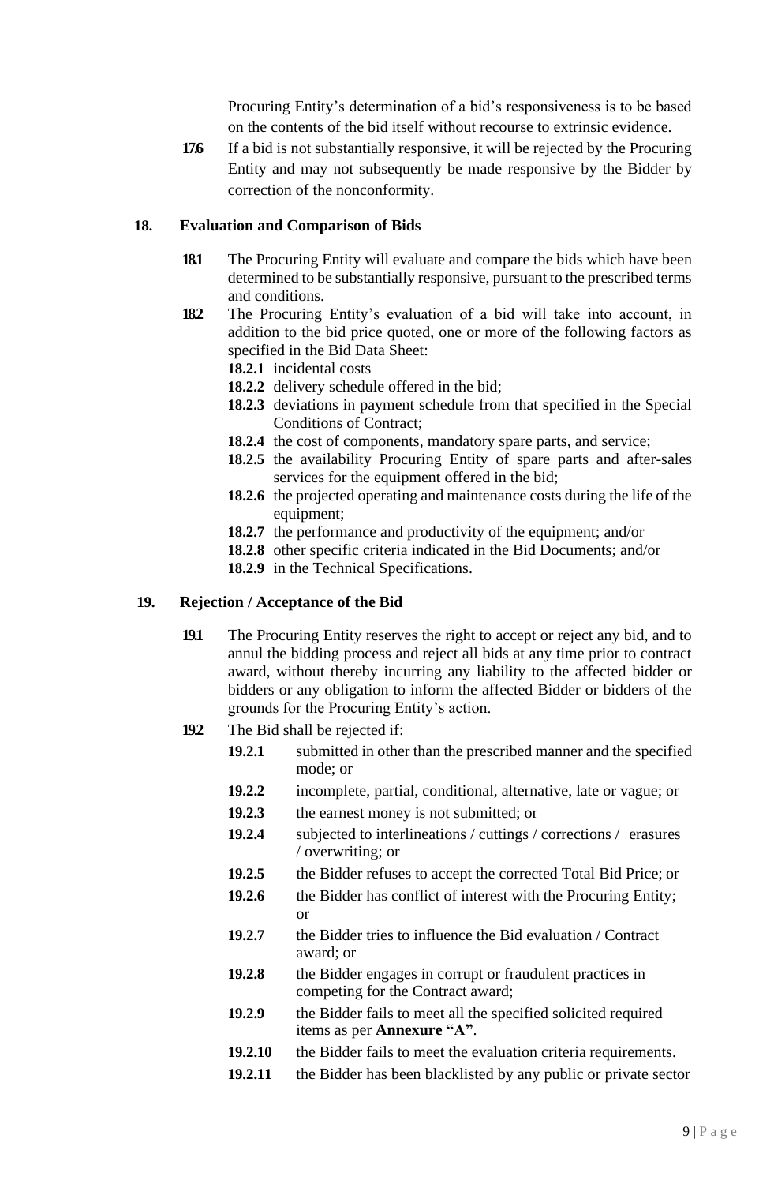Procuring Entity's determination of a bid's responsiveness is to be based on the contents of the bid itself without recourse to extrinsic evidence.

**17.6** If a bid is not substantially responsive, it will be rejected by the Procuring Entity and may not subsequently be made responsive by the Bidder by correction of the nonconformity.

## 18. Evaluation and Comparison of Bids

**18.1** The Procuring Entity will evaluate and compare the bids which have been determined to be substantially responsive, pursuant to the prescribed terms and conditions.

**18.2** The Procuring Entity's evaluation of a bid will take into account, in addition to the bid price quoted, one or more of the following factors as specified in the Bid Data Sheet:

- **18.2.1** incidental costs
- **18.2.2** delivery schedule offered in the bid;
- **18.2.3** deviations in payment schedule from that specified in the Special Conditions of Contract;
- **18.2.4** the cost of components, mandatory spare parts, and service;
- **18.2.5** the availability Procuring Entity of spare parts and after-sales services for the equipment offered in the bid;
- **18.2.6** the projected operating and maintenance costs during the life of the equipment;
- **18.2.7** the performance and productivity of the equipment; and/or
- **18.2.8** other specific criteria indicated in the Bid Documents; and/or
- **18.2.9** in the Technical Specifications.

## 19. Rejection / Acceptance of the Bid

**19.1** The Procuring Entity reserves the right to accept or reject any bid, and to annul the bidding process and reject all bids at any time prior to contract award, without thereby incurring any liability to the affected bidder or bidders or any obligation to inform the affected Bidder or bidders of the grounds for the Procuring Entity's action.

**19.2** The Bid shall be rejected if:

- **19.2.1** submitted in other than the prescribed manner and the specified mode; or
- **19.2.2** incomplete, partial, conditional, alternative, late or vague; or
- **19.2.3** the earnest money is not submitted; or
- **19.2.4** subjected to interlineations / cuttings / corrections / erasures / overwriting; or
- **19.2.5** the Bidder refuses to accept the corrected Total Bid Price; or
- **19.2.6** the Bidder has conflict of interest with the Procuring Entity; or
- **19.2.7** the Bidder tries to influence the Bid evaluation / Contract award; or
- **19.2.8** the Bidder engages in corrupt or fraudulent practices in competing for the Contract award;
- **19.2.9** the Bidder fails to meet all the specified solicited required items as per **Annexure "A"**.
- **19.2.10** the Bidder fails to meet the evaluation criteria requirements.
- **19.2.11** the Bidder has been blacklisted by any public or private sector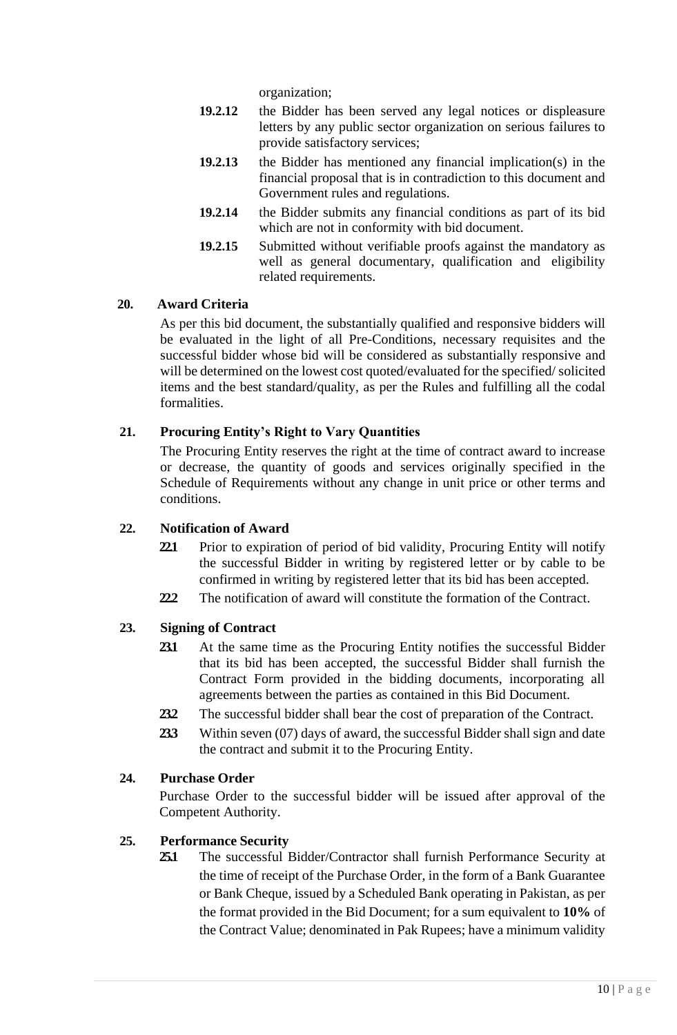organization;

**19.2.12** the Bidder has been served any legal notices or displeasure letters by any public sector organization on serious failures to provide satisfactory services;

**19.2.13** the Bidder has mentioned any financial implication(s) in the financial proposal that is in contradiction to this document and Government rules and regulations.

**19.2.14** the Bidder submits any financial conditions as part of its bid which are not in conformity with bid document.

**19.2.15** Submitted without verifiable proofs against the mandatory as well as general documentary, qualification and eligibility related requirements.

## 20. Award Criteria

As per this bid document, the substantially qualified and responsive bidders will be evaluated in the light of all Pre-Conditions, necessary requisites and the successful bidder whose bid will be considered as substantially responsive and will be determined on the lowest cost quoted/evaluated for the specified/ solicited items and the best standard/quality, as per the Rules and fulfilling all the codal formalities.

## 21. Procuring Entity's Right to Vary Quantities

The Procuring Entity reserves the right at the time of contract award to increase or decrease, the quantity of goods and services originally specified in the Schedule of Requirements without any change in unit price or other terms and conditions.

## 22. Notification of Award

**22.1** Prior to expiration of period of bid validity, Procuring Entity will notify the successful Bidder in writing by registered letter or by cable to be confirmed in writing by registered letter that its bid has been accepted.

**22.2** The notification of award will constitute the formation of the Contract.

## 23. Signing of Contract

**23.1** At the same time as the Procuring Entity notifies the successful Bidder that its bid has been accepted, the successful Bidder shall furnish the Contract Form provided in the bidding documents, incorporating all agreements between the parties as contained in this Bid Document.

**23.2** The successful bidder shall bear the cost of preparation of the Contract.

**23.3** Within seven (07) days of award, the successful Bidder shall sign and date the contract and submit it to the Procuring Entity.

## 24. Purchase Order

Purchase Order to the successful bidder will be issued after approval of the Competent Authority.

## 25. Performance Security

**25.1** The successful Bidder/Contractor shall furnish Performance Security at the time of receipt of the Purchase Order, in the form of a Bank Guarantee or Bank Cheque, issued by a Scheduled Bank operating in Pakistan, as per the format provided in the Bid Document; for a sum equivalent to **10%** of the Contract Value; denominated in Pak Rupees; have a minimum validity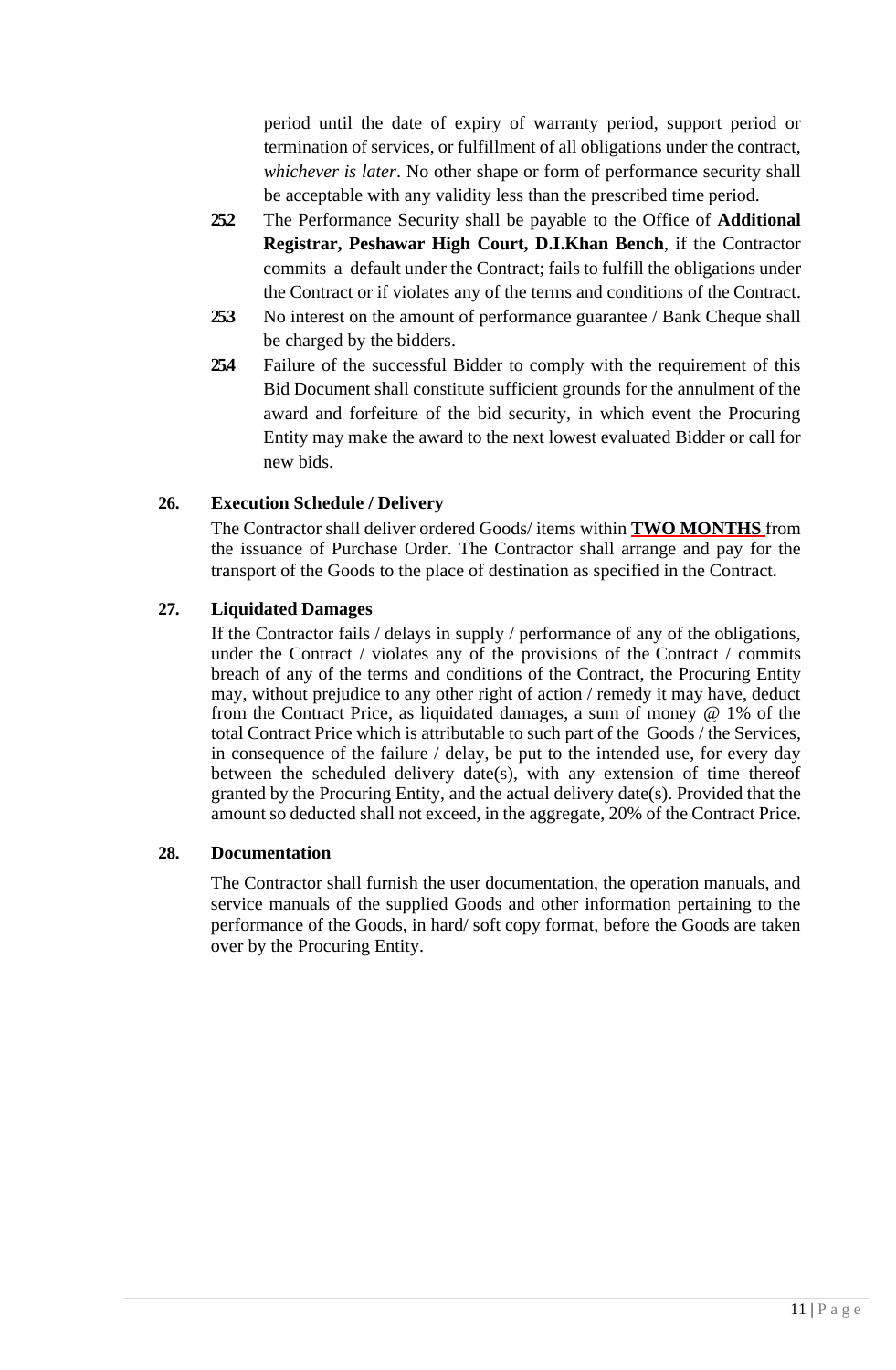period until the date of expiry of warranty period, support period or termination of services, or fulfillment of all obligations under the contract, *whichever is later*. No other shape or form of performance security shall be acceptable with any validity less than the prescribed time period.

**25.2** The Performance Security shall be payable to the Office of **Additional Registrar, Peshawar High Court, D.I.Khan Bench**, if the Contractor commits a default under the Contract; fails to fulfill the obligations under the Contract or if violates any of the terms and conditions of the Contract.

**25.3** No interest on the amount of performance guarantee / Bank Cheque shall be charged by the bidders.

**25.4** Failure of the successful Bidder to comply with the requirement of this Bid Document shall constitute sufficient grounds for the annulment of the award and forfeiture of the bid security, in which event the Procuring Entity may make the award to the next lowest evaluated Bidder or call for new bids.

**26. Execution Schedule / Delivery**

The Contractor shall deliver ordered Goods/ items within **TWO MONTHS** from the issuance of Purchase Order. The Contractor shall arrange and pay for the transport of the Goods to the place of destination as specified in the Contract.

**27. Liquidated Damages**

If the Contractor fails / delays in supply / performance of any of the obligations, under the Contract / violates any of the provisions of the Contract / commits breach of any of the terms and conditions of the Contract, the Procuring Entity may, without prejudice to any other right of action / remedy it may have, deduct from the Contract Price, as liquidated damages, a sum of money @ 1% of the total Contract Price which is attributable to such part of the Goods / the Services, in consequence of the failure / delay, be put to the intended use, for every day between the scheduled delivery date(s), with any extension of time thereof granted by the Procuring Entity, and the actual delivery date(s). Provided that the amount so deducted shall not exceed, in the aggregate, 20% of the Contract Price.

**28. Documentation**

The Contractor shall furnish the user documentation, the operation manuals, and service manuals of the supplied Goods and other information pertaining to the performance of the Goods, in hard/ soft copy format, before the Goods are taken over by the Procuring Entity.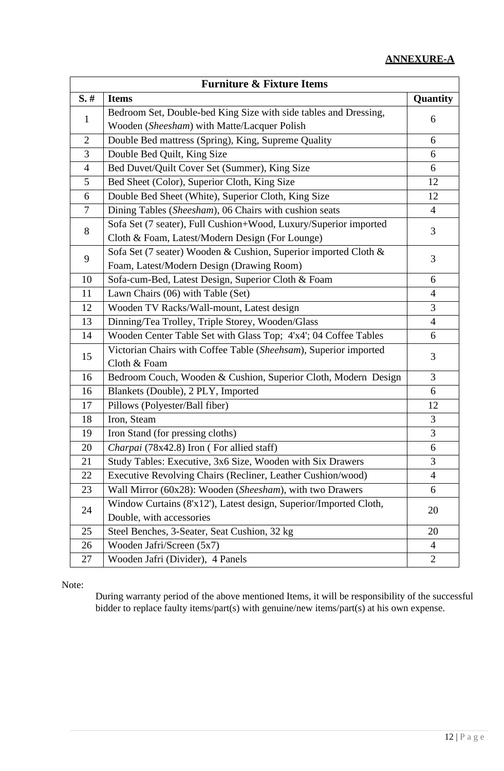**ANNEXURE-A**

| Furniture & Fixture Items | | |
|---|---|---|
| **S. #** | **Items** | **Quantity** |
| 1 | Bedroom Set, Double-bed King Size with side tables and Dressing, Wooden (*Sheesham*) with Matte/Lacquer Polish | 6 |
| 2 | Double Bed mattress (Spring), King, Supreme Quality | 6 |
| 3 | Double Bed Quilt, King Size | 6 |
| 4 | Bed Duvet/Quilt Cover Set (Summer), King Size | 6 |
| 5 | Bed Sheet (Color), Superior Cloth, King Size | 12 |
| 6 | Double Bed Sheet (White), Superior Cloth, King Size | 12 |
| 7 | Dining Tables (*Sheesham*), 06 Chairs with cushion seats | 4 |
| 8 | Sofa Set (7 seater), Full Cushion+Wood, Luxury/Superior imported Cloth & Foam, Latest/Modern Design (For Lounge) | 3 |
| 9 | Sofa Set (7 seater) Wooden & Cushion, Superior imported Cloth & Foam, Latest/Modern Design (Drawing Room) | 3 |
| 10 | Sofa-cum-Bed, Latest Design, Superior Cloth & Foam | 6 |
| 11 | Lawn Chairs (06) with Table (Set) | 4 |
| 12 | Wooden TV Racks/Wall-mount, Latest design | 3 |
| 13 | Dinning/Tea Trolley, Triple Storey, Wooden/Glass | 4 |
| 14 | Wooden Center Table Set with Glass Top; 4'x4'; 04 Coffee Tables | 6 |
| 15 | Victorian Chairs with Coffee Table (*Sheehsam*), Superior imported Cloth & Foam | 3 |
| 16 | Bedroom Couch, Wooden & Cushion, Superior Cloth, Modern Design | 3 |
| 16 | Blankets (Double), 2 PLY, Imported | 6 |
| 17 | Pillows (Polyester/Ball fiber) | 12 |
| 18 | Iron, Steam | 3 |
| 19 | Iron Stand (for pressing cloths) | 3 |
| 20 | *Charpai* (78x42.8) Iron ( For allied staff) | 6 |
| 21 | Study Tables: Executive, 3x6 Size, Wooden with Six Drawers | 3 |
| 22 | Executive Revolving Chairs (Recliner, Leather Cushion/wood) | 4 |
| 23 | Wall Mirror (60x28): Wooden (*Sheesham*), with two Drawers | 6 |
| 24 | Window Curtains (8'x12'), Latest design, Superior/Imported Cloth, Double, with accessories | 20 |
| 25 | Steel Benches, 3-Seater, Seat Cushion, 32 kg | 20 |
| 26 | Wooden Jafri/Screen (5x7) | 4 |
| 27 | Wooden Jafri (Divider), 4 Panels | 2 |

Note:

During warranty period of the above mentioned Items, it will be responsibility of the successful bidder to replace faulty items/part(s) with genuine/new items/part(s) at his own expense.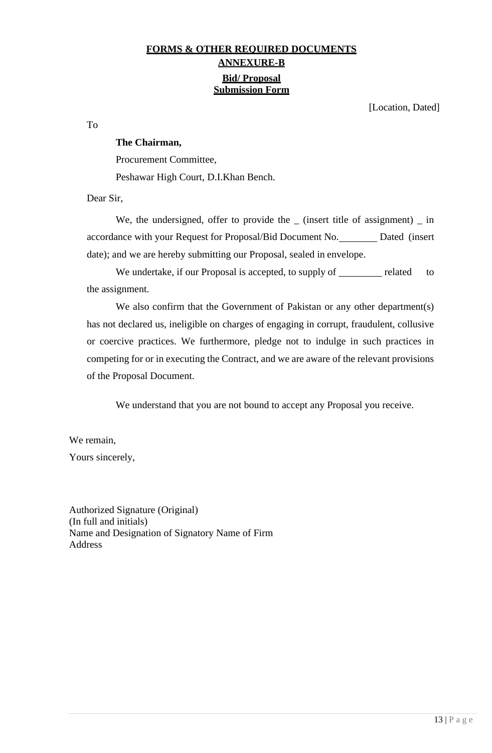**FORMS & OTHER REQUIRED DOCUMENTS**

**ANNEXURE-B**

**Bid/ Proposal Submission Form**

[Location, Dated]

To

**The Chairman,**

Procurement Committee,

Peshawar High Court, D.I.Khan Bench.

Dear Sir,

We, the undersigned, offer to provide the _ (insert title of assignment) _ in accordance with your Request for Proposal/Bid Document No.________ Dated (insert date); and we are hereby submitting our Proposal, sealed in envelope.

We undertake, if our Proposal is accepted, to supply of _________ related to the assignment.

We also confirm that the Government of Pakistan or any other department(s) has not declared us, ineligible on charges of engaging in corrupt, fraudulent, collusive or coercive practices. We furthermore, pledge not to indulge in such practices in competing for or in executing the Contract, and we are aware of the relevant provisions of the Proposal Document.

We understand that you are not bound to accept any Proposal you receive.

We remain,

Yours sincerely,

Authorized Signature (Original)
(In full and initials)
Name and Designation of Signatory Name of Firm
Address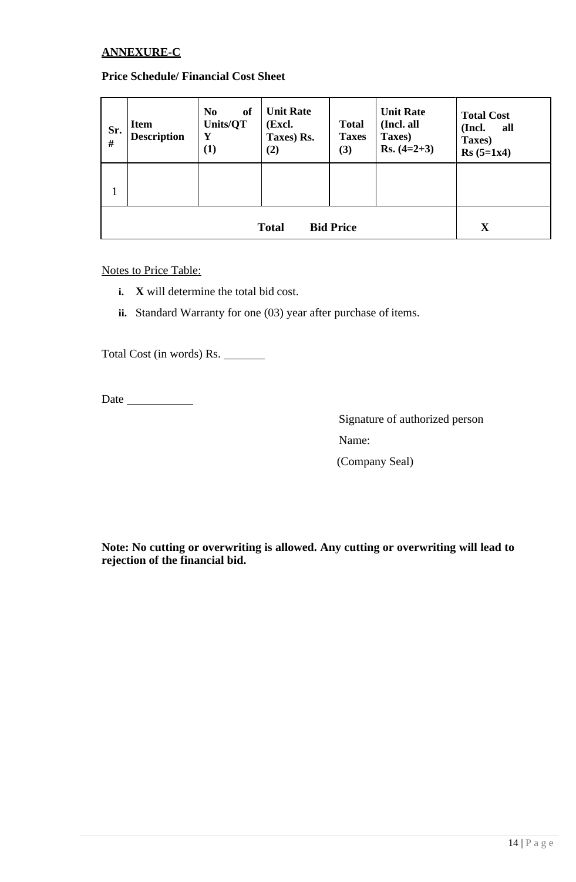**ANNEXURE-C**

**Price Schedule/ Financial Cost Sheet**

| **Sr. #** | **Item Description** | **No of Units/QTY (1)** | **Unit Rate (Excl. Taxes) Rs. (2)** | **Total Taxes (3)** | **Unit Rate (Incl. all Taxes) Rs. (4=2+3)** | **Total Cost (Incl. all Taxes) Rs (5=1x4)** |
|---|---|---|---|---|---|---|
| 1 | | | | | | |
| **Total Bid Price** | | | | | | **X** |

Notes to Price Table:

i. **X** will determine the total bid cost.

ii. Standard Warranty for one (03) year after purchase of items.

Total Cost (in words) Rs. _______

Date ___________

Signature of authorized person

Name:

(Company Seal)

**Note: No cutting or overwriting is allowed. Any cutting or overwriting will lead to rejection of the financial bid.**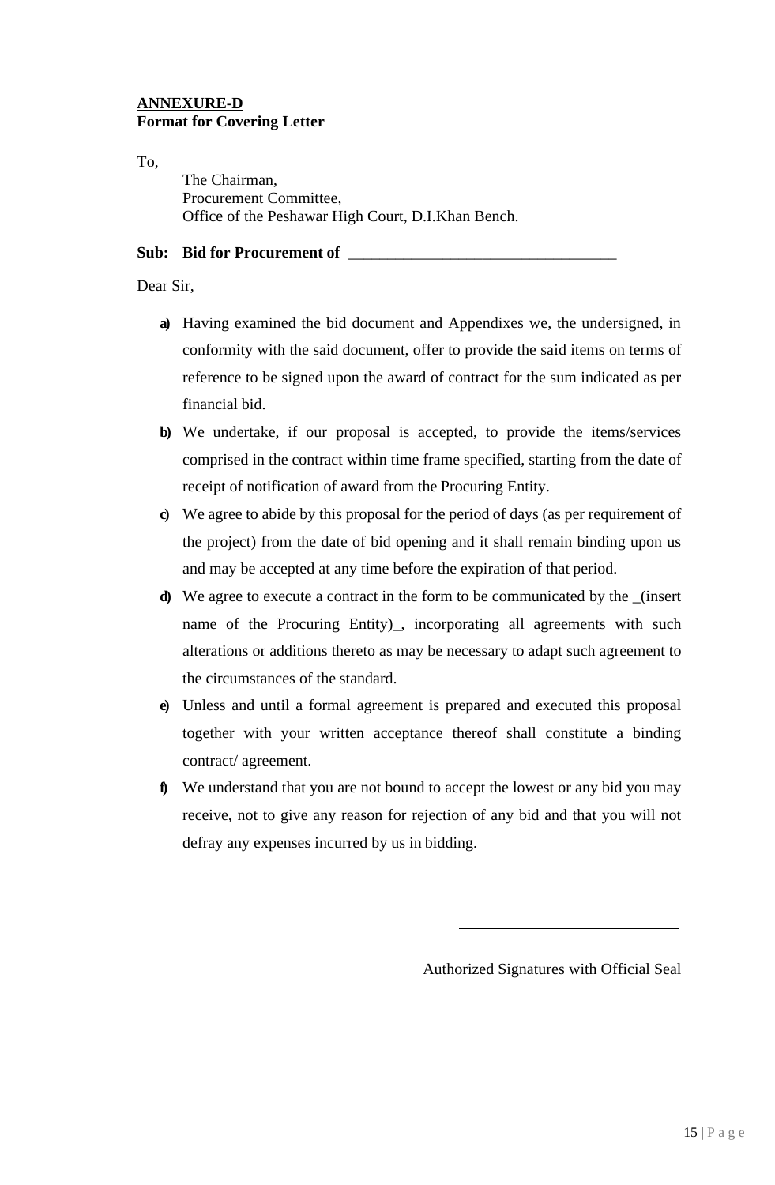**ANNEXURE-D**
**Format for Covering Letter**

To,

The Chairman,
Procurement Committee,
Office of the Peshawar High Court, D.I.Khan Bench.

**Sub: Bid for Procurement of** ___________________________________

Dear Sir,

a) Having examined the bid document and Appendixes we, the undersigned, in conformity with the said document, offer to provide the said items on terms of reference to be signed upon the award of contract for the sum indicated as per financial bid.

b) We undertake, if our proposal is accepted, to provide the items/services comprised in the contract within time frame specified, starting from the date of receipt of notification of award from the Procuring Entity.

c) We agree to abide by this proposal for the period of days (as per requirement of the project) from the date of bid opening and it shall remain binding upon us and may be accepted at any time before the expiration of that period.

d) We agree to execute a contract in the form to be communicated by the _(insert name of the Procuring Entity)_, incorporating all agreements with such alterations or additions thereto as may be necessary to adapt such agreement to the circumstances of the standard.

e) Unless and until a formal agreement is prepared and executed this proposal together with your written acceptance thereof shall constitute a binding contract/ agreement.

f) We understand that you are not bound to accept the lowest or any bid you may receive, not to give any reason for rejection of any bid and that you will not defray any expenses incurred by us in bidding.

_____________________________

Authorized Signatures with Official Seal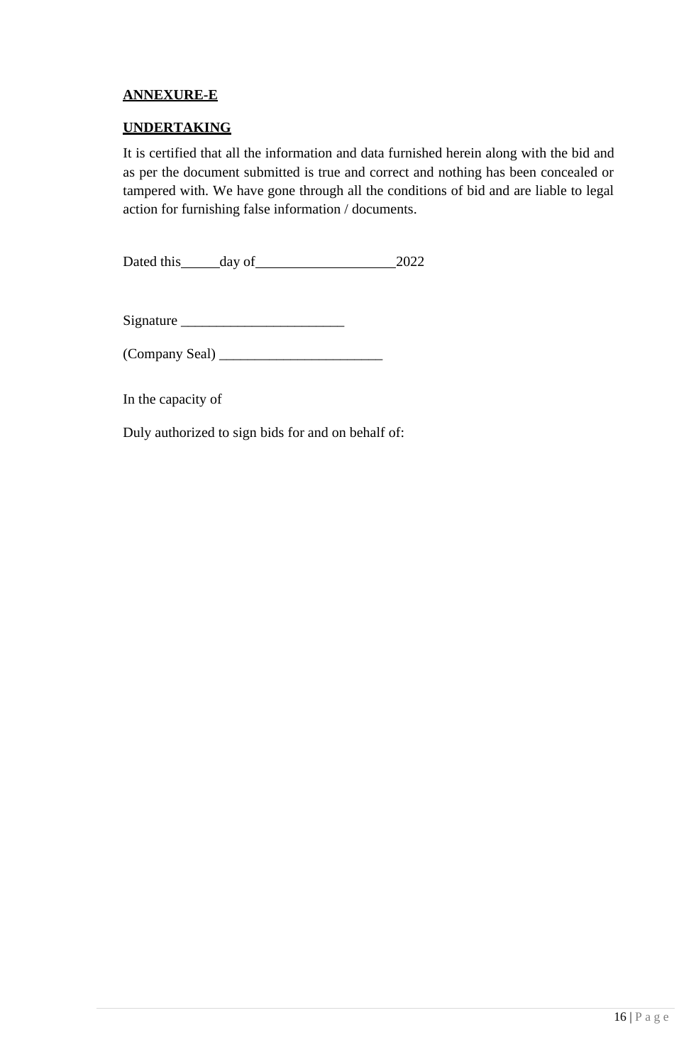**ANNEXURE-E**

**UNDERTAKING**

It is certified that all the information and data furnished herein along with the bid and as per the document submitted is true and correct and nothing has been concealed or tampered with. We have gone through all the conditions of bid and are liable to legal action for furnishing false information / documents.

Dated this\_\_\_\_\_\_day of\_\_\_\_\_\_\_\_\_\_\_\_\_\_\_\_\_\_\_\_\_\_2022

Signature \_\_\_\_\_\_\_\_\_\_\_\_\_\_\_\_\_\_\_\_\_\_\_

(Company Seal) \_\_\_\_\_\_\_\_\_\_\_\_\_\_\_\_\_\_\_\_\_\_\_

In the capacity of

Duly authorized to sign bids for and on behalf of: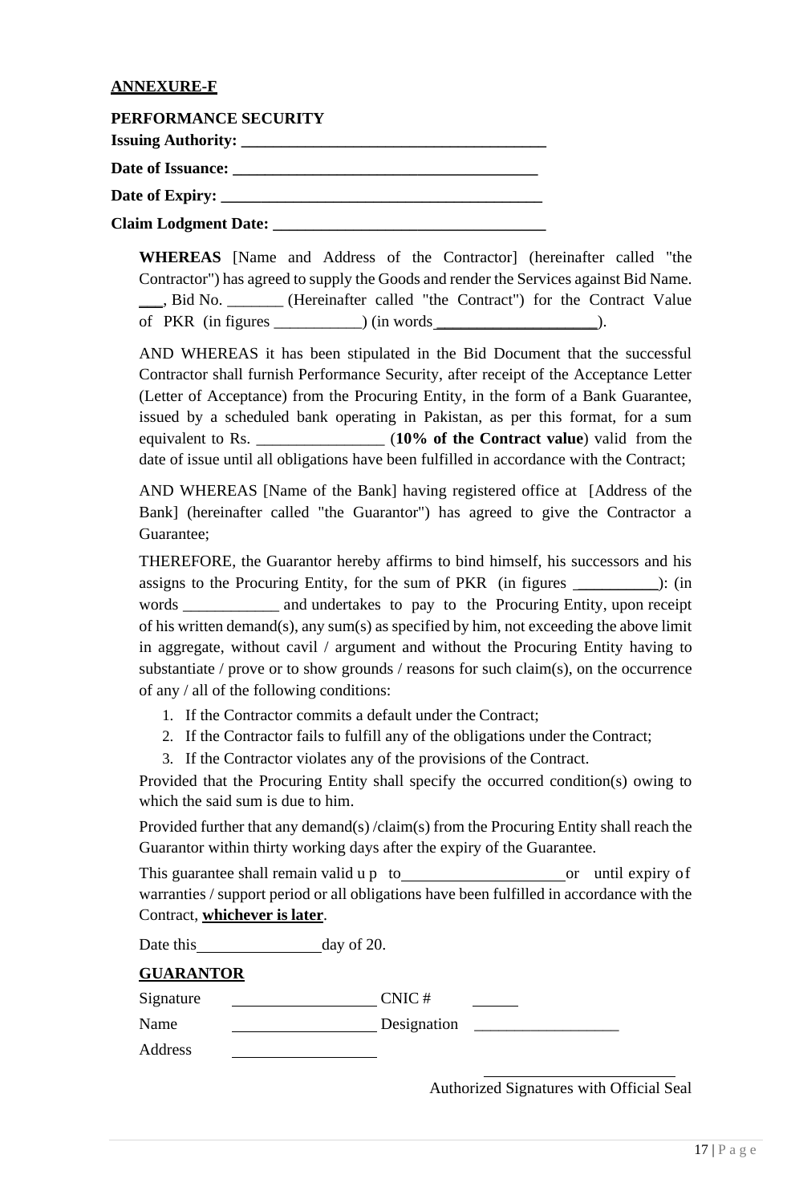**ANNEXURE-F**

**PERFORMANCE SECURITY**

**Issuing Authority: ______________________________________**

**Date of Issuance: _____________________________________**

**Date of Expiry: ________________________________________**

**Claim Lodgment Date: __________________________________**

**WHEREAS** [Name and Address of the Contractor] (hereinafter called "the Contractor") has agreed to supply the Goods and render the Services against Bid Name. ___, Bid No. _______ (Hereinafter called "the Contract") for the Contract Value of PKR (in figures ___________) (in words____________________).

AND WHEREAS it has been stipulated in the Bid Document that the successful Contractor shall furnish Performance Security, after receipt of the Acceptance Letter (Letter of Acceptance) from the Procuring Entity, in the form of a Bank Guarantee, issued by a scheduled bank operating in Pakistan, as per this format, for a sum equivalent to Rs. ________________ (**10% of the Contract value**) valid from the date of issue until all obligations have been fulfilled in accordance with the Contract;

AND WHEREAS [Name of the Bank] having registered office at [Address of the Bank] (hereinafter called "the Guarantor") has agreed to give the Contractor a Guarantee;

THEREFORE, the Guarantor hereby affirms to bind himself, his successors and his assigns to the Procuring Entity, for the sum of PKR (in figures __________): (in words ____________ and undertakes to pay to the Procuring Entity, upon receipt of his written demand(s), any sum(s) as specified by him, not exceeding the above limit in aggregate, without cavil / argument and without the Procuring Entity having to substantiate / prove or to show grounds / reasons for such claim(s), on the occurrence of any / all of the following conditions:

1. If the Contractor commits a default under the Contract;
2. If the Contractor fails to fulfill any of the obligations under the Contract;
3. If the Contractor violates any of the provisions of the Contract.

Provided that the Procuring Entity shall specify the occurred condition(s) owing to which the said sum is due to him.

Provided further that any demand(s) /claim(s) from the Procuring Entity shall reach the Guarantor within thirty working days after the expiry of the Guarantee.

This guarantee shall remain valid up to____________________or until expiry of warranties / support period or all obligations have been fulfilled in accordance with the Contract, **whichever is later**.

Date this________________day of 20.

**GUARANTOR**

Signature __________________ CNIC # ______

Name __________________ Designation __________________

Address __________________

________________________

Authorized Signatures with Official Seal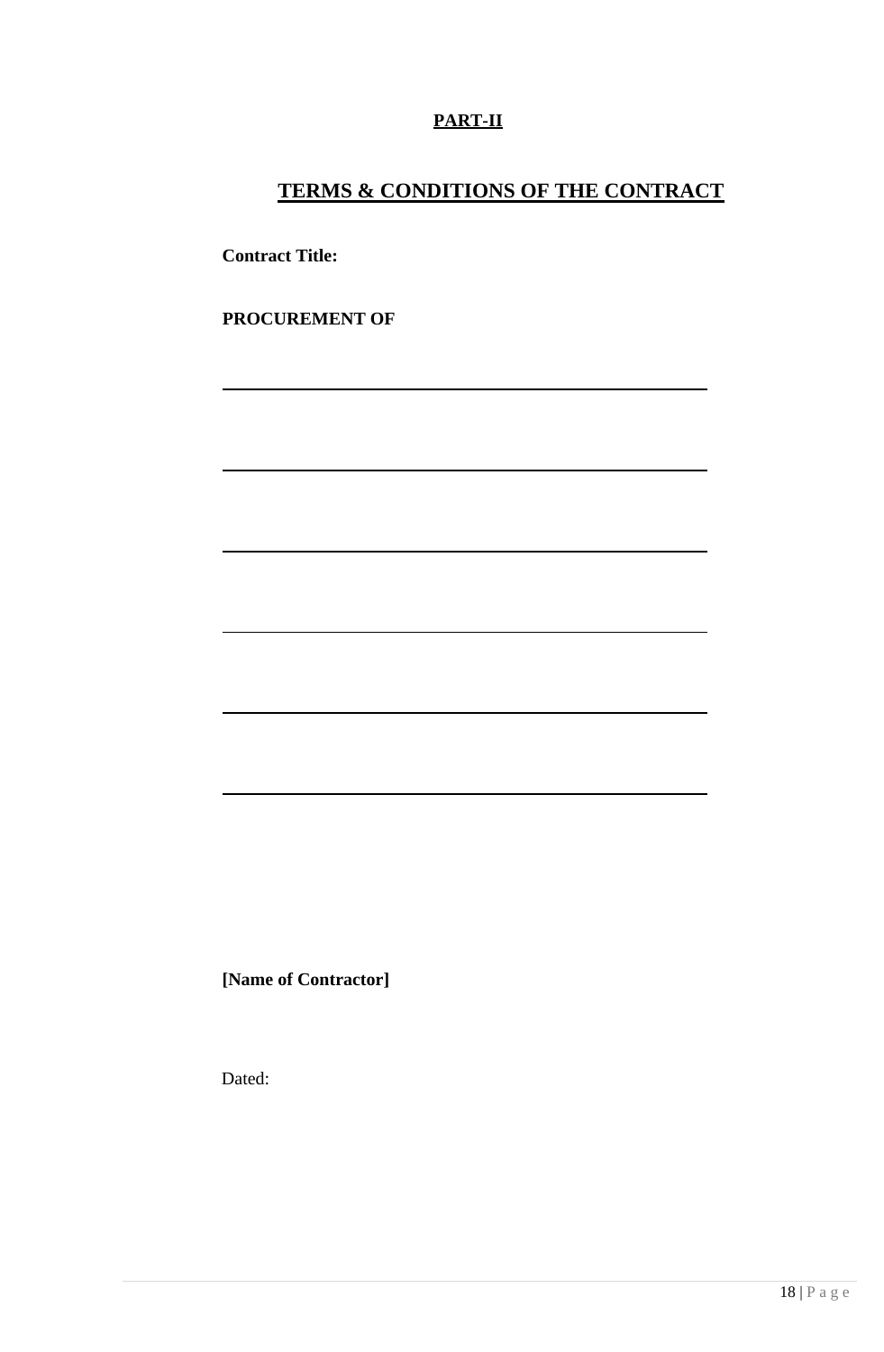**PART-II**

# TERMS & CONDITIONS OF THE CONTRACT

**Contract Title:**

**PROCUREMENT OF**

______________________________________________

______________________________________________

______________________________________________

______________________________________________

______________________________________________

______________________________________________

**[Name of Contractor]**

Dated: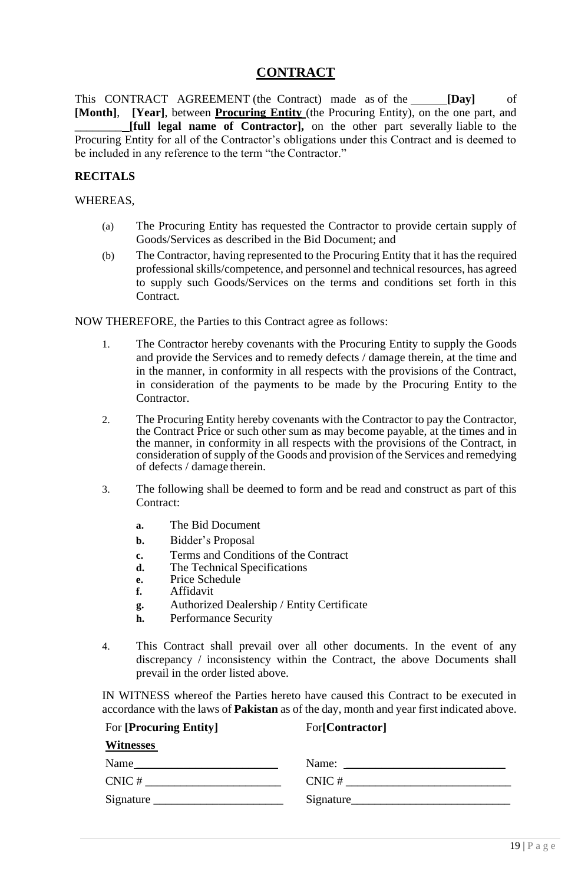# CONTRACT

This CONTRACT AGREEMENT (the Contract) made as of the ______**[Day]** of **[Month]**, **[Year]**, between **Procuring Entity** (the Procuring Entity), on the one part, and ________**[full legal name of Contractor],** on the other part severally liable to the Procuring Entity for all of the Contractor's obligations under this Contract and is deemed to be included in any reference to the term "the Contractor."

**RECITALS**

WHEREAS,

(a) The Procuring Entity has requested the Contractor to provide certain supply of Goods/Services as described in the Bid Document; and

(b) The Contractor, having represented to the Procuring Entity that it has the required professional skills/competence, and personnel and technical resources, has agreed to supply such Goods/Services on the terms and conditions set forth in this Contract.

NOW THEREFORE, the Parties to this Contract agree as follows:

1. The Contractor hereby covenants with the Procuring Entity to supply the Goods and provide the Services and to remedy defects / damage therein, at the time and in the manner, in conformity in all respects with the provisions of the Contract, in consideration of the payments to be made by the Procuring Entity to the Contractor.

2. The Procuring Entity hereby covenants with the Contractor to pay the Contractor, the Contract Price or such other sum as may become payable, at the times and in the manner, in conformity in all respects with the provisions of the Contract, in consideration of supply of the Goods and provision of the Services and remedying of defects / damage therein.

3. The following shall be deemed to form and be read and construct as part of this Contract:

   **a.** The Bid Document
   **b.** Bidder's Proposal
   **c.** Terms and Conditions of the Contract
   **d.** The Technical Specifications
   **e.** Price Schedule
   **f.** Affidavit
   **g.** Authorized Dealership / Entity Certificate
   **h.** Performance Security

4. This Contract shall prevail over all other documents. In the event of any discrepancy / inconsistency within the Contract, the above Documents shall prevail in the order listed above.

IN WITNESS whereof the Parties hereto have caused this Contract to be executed in accordance with the laws of **Pakistan** as of the day, month and year first indicated above.

| For **[Procuring Entity]** | For**[Contractor]** |
|---|---|
| **Witnesses** | |
| Name________________________ | Name: ___________________________ |
| CNIC # _______________________ | CNIC # ____________________________ |
| Signature ______________________ | Signature___________________________ |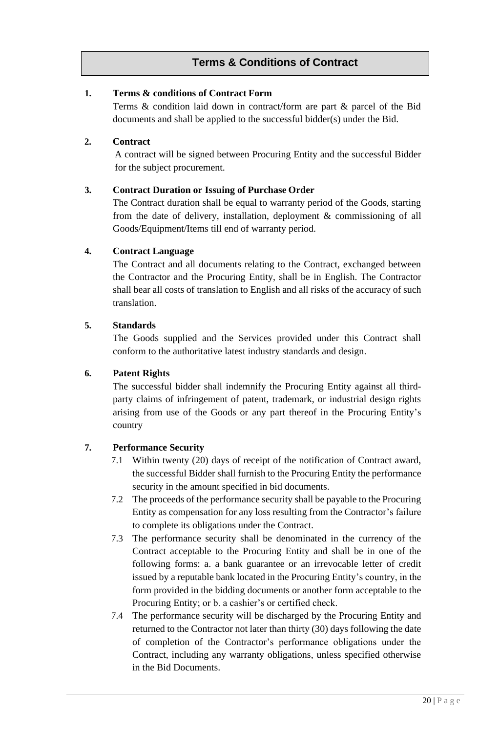## Terms & Conditions of Contract

**1. Terms & conditions of Contract Form**

Terms & condition laid down in contract/form are part & parcel of the Bid documents and shall be applied to the successful bidder(s) under the Bid.

**2. Contract**

A contract will be signed between Procuring Entity and the successful Bidder for the subject procurement.

**3. Contract Duration or Issuing of Purchase Order**

The Contract duration shall be equal to warranty period of the Goods, starting from the date of delivery, installation, deployment & commissioning of all Goods/Equipment/Items till end of warranty period.

**4. Contract Language**

The Contract and all documents relating to the Contract, exchanged between the Contractor and the Procuring Entity, shall be in English. The Contractor shall bear all costs of translation to English and all risks of the accuracy of such translation.

**5. Standards**

The Goods supplied and the Services provided under this Contract shall conform to the authoritative latest industry standards and design.

**6. Patent Rights**

The successful bidder shall indemnify the Procuring Entity against all third-party claims of infringement of patent, trademark, or industrial design rights arising from use of the Goods or any part thereof in the Procuring Entity's country

**7. Performance Security**

7.1 Within twenty (20) days of receipt of the notification of Contract award, the successful Bidder shall furnish to the Procuring Entity the performance security in the amount specified in bid documents.

7.2 The proceeds of the performance security shall be payable to the Procuring Entity as compensation for any loss resulting from the Contractor's failure to complete its obligations under the Contract.

7.3 The performance security shall be denominated in the currency of the Contract acceptable to the Procuring Entity and shall be in one of the following forms: a. a bank guarantee or an irrevocable letter of credit issued by a reputable bank located in the Procuring Entity's country, in the form provided in the bidding documents or another form acceptable to the Procuring Entity; or b. a cashier's or certified check.

7.4 The performance security will be discharged by the Procuring Entity and returned to the Contractor not later than thirty (30) days following the date of completion of the Contractor's performance obligations under the Contract, including any warranty obligations, unless specified otherwise in the Bid Documents.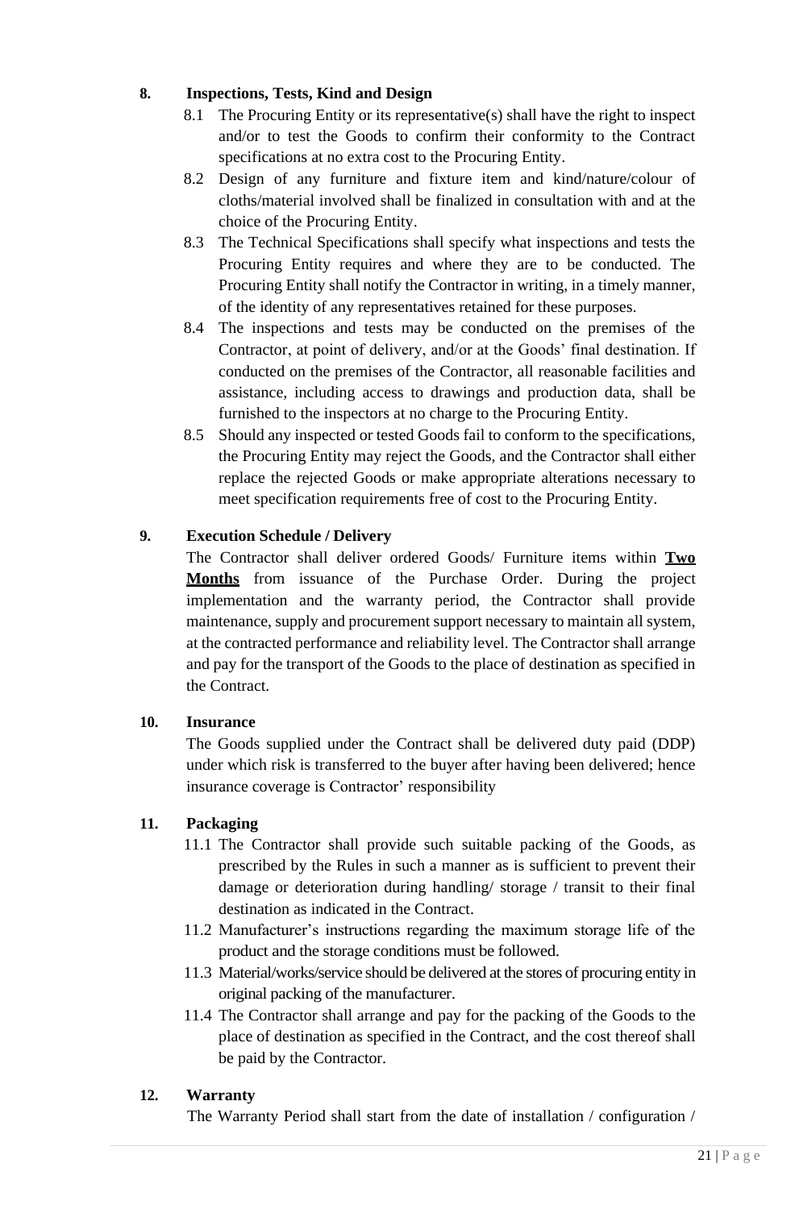## 8. Inspections, Tests, Kind and Design

8.1 The Procuring Entity or its representative(s) shall have the right to inspect and/or to test the Goods to confirm their conformity to the Contract specifications at no extra cost to the Procuring Entity.

8.2 Design of any furniture and fixture item and kind/nature/colour of cloths/material involved shall be finalized in consultation with and at the choice of the Procuring Entity.

8.3 The Technical Specifications shall specify what inspections and tests the Procuring Entity requires and where they are to be conducted. The Procuring Entity shall notify the Contractor in writing, in a timely manner, of the identity of any representatives retained for these purposes.

8.4 The inspections and tests may be conducted on the premises of the Contractor, at point of delivery, and/or at the Goods' final destination. If conducted on the premises of the Contractor, all reasonable facilities and assistance, including access to drawings and production data, shall be furnished to the inspectors at no charge to the Procuring Entity.

8.5 Should any inspected or tested Goods fail to conform to the specifications, the Procuring Entity may reject the Goods, and the Contractor shall either replace the rejected Goods or make appropriate alterations necessary to meet specification requirements free of cost to the Procuring Entity.

## 9. Execution Schedule / Delivery

The Contractor shall deliver ordered Goods/ Furniture items within **Two Months** from issuance of the Purchase Order. During the project implementation and the warranty period, the Contractor shall provide maintenance, supply and procurement support necessary to maintain all system, at the contracted performance and reliability level. The Contractor shall arrange and pay for the transport of the Goods to the place of destination as specified in the Contract.

## 10. Insurance

The Goods supplied under the Contract shall be delivered duty paid (DDP) under which risk is transferred to the buyer after having been delivered; hence insurance coverage is Contractor' responsibility

## 11. Packaging

11.1 The Contractor shall provide such suitable packing of the Goods, as prescribed by the Rules in such a manner as is sufficient to prevent their damage or deterioration during handling/ storage / transit to their final destination as indicated in the Contract.

11.2 Manufacturer's instructions regarding the maximum storage life of the product and the storage conditions must be followed.

11.3 Material/works/service should be delivered at the stores of procuring entity in original packing of the manufacturer.

11.4 The Contractor shall arrange and pay for the packing of the Goods to the place of destination as specified in the Contract, and the cost thereof shall be paid by the Contractor.

## 12. Warranty

The Warranty Period shall start from the date of installation / configuration /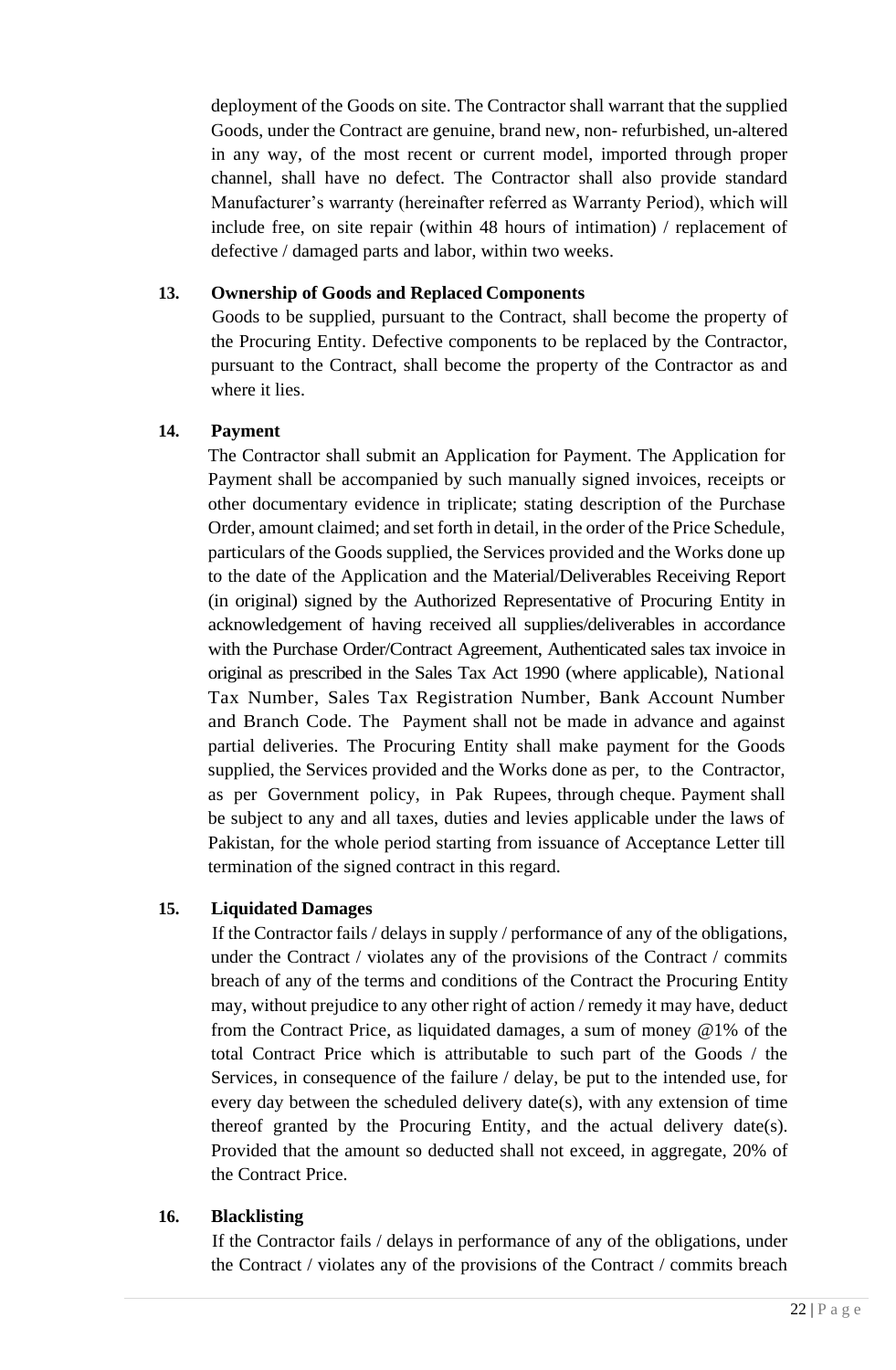deployment of the Goods on site. The Contractor shall warrant that the supplied Goods, under the Contract are genuine, brand new, non- refurbished, un-altered in any way, of the most recent or current model, imported through proper channel, shall have no defect. The Contractor shall also provide standard Manufacturer's warranty (hereinafter referred as Warranty Period), which will include free, on site repair (within 48 hours of intimation) / replacement of defective / damaged parts and labor, within two weeks.

**13. Ownership of Goods and Replaced Components**

Goods to be supplied, pursuant to the Contract, shall become the property of the Procuring Entity. Defective components to be replaced by the Contractor, pursuant to the Contract, shall become the property of the Contractor as and where it lies.

**14. Payment**

The Contractor shall submit an Application for Payment. The Application for Payment shall be accompanied by such manually signed invoices, receipts or other documentary evidence in triplicate; stating description of the Purchase Order, amount claimed; and set forth in detail, in the order of the Price Schedule, particulars of the Goods supplied, the Services provided and the Works done up to the date of the Application and the Material/Deliverables Receiving Report (in original) signed by the Authorized Representative of Procuring Entity in acknowledgement of having received all supplies/deliverables in accordance with the Purchase Order/Contract Agreement, Authenticated sales tax invoice in original as prescribed in the Sales Tax Act 1990 (where applicable), National Tax Number, Sales Tax Registration Number, Bank Account Number and Branch Code. The Payment shall not be made in advance and against partial deliveries. The Procuring Entity shall make payment for the Goods supplied, the Services provided and the Works done as per, to the Contractor, as per Government policy, in Pak Rupees, through cheque. Payment shall be subject to any and all taxes, duties and levies applicable under the laws of Pakistan, for the whole period starting from issuance of Acceptance Letter till termination of the signed contract in this regard.

**15. Liquidated Damages**

If the Contractor fails / delays in supply / performance of any of the obligations, under the Contract / violates any of the provisions of the Contract / commits breach of any of the terms and conditions of the Contract the Procuring Entity may, without prejudice to any other right of action / remedy it may have, deduct from the Contract Price, as liquidated damages, a sum of money @1% of the total Contract Price which is attributable to such part of the Goods / the Services, in consequence of the failure / delay, be put to the intended use, for every day between the scheduled delivery date(s), with any extension of time thereof granted by the Procuring Entity, and the actual delivery date(s). Provided that the amount so deducted shall not exceed, in aggregate, 20% of the Contract Price.

**16. Blacklisting**

If the Contractor fails / delays in performance of any of the obligations, under the Contract / violates any of the provisions of the Contract / commits breach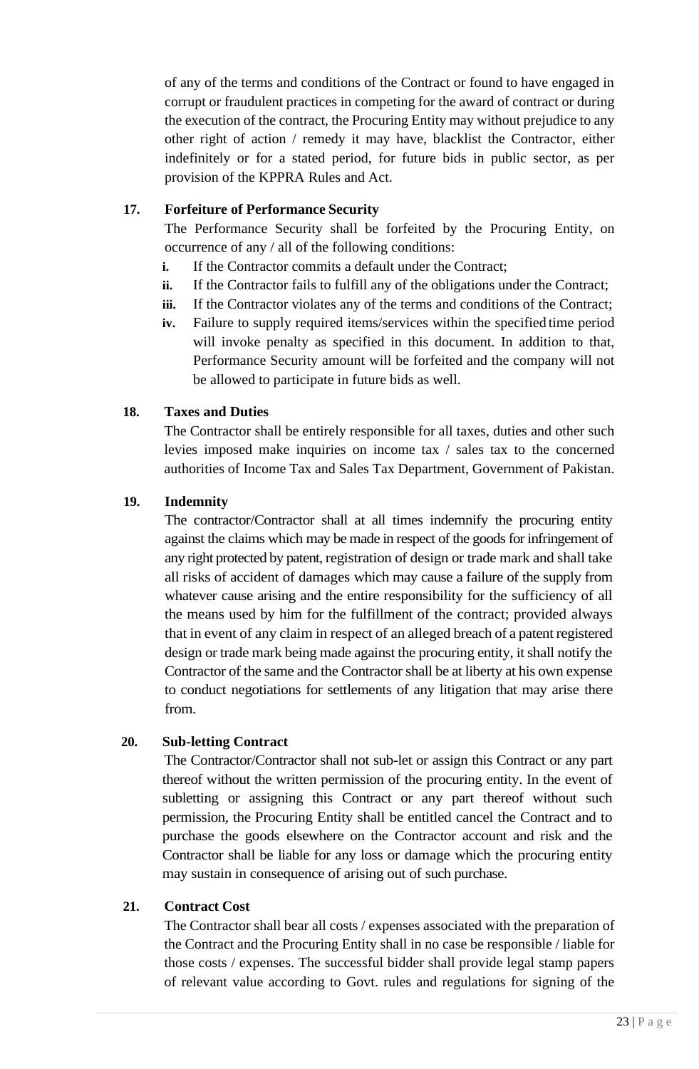of any of the terms and conditions of the Contract or found to have engaged in corrupt or fraudulent practices in competing for the award of contract or during the execution of the contract, the Procuring Entity may without prejudice to any other right of action / remedy it may have, blacklist the Contractor, either indefinitely or for a stated period, for future bids in public sector, as per provision of the KPPRA Rules and Act.

**17. Forfeiture of Performance Security**

The Performance Security shall be forfeited by the Procuring Entity, on occurrence of any / all of the following conditions:

- **i.** If the Contractor commits a default under the Contract;
- **ii.** If the Contractor fails to fulfill any of the obligations under the Contract;
- **iii.** If the Contractor violates any of the terms and conditions of the Contract;
- **iv.** Failure to supply required items/services within the specified time period will invoke penalty as specified in this document. In addition to that, Performance Security amount will be forfeited and the company will not be allowed to participate in future bids as well.

**18. Taxes and Duties**

The Contractor shall be entirely responsible for all taxes, duties and other such levies imposed make inquiries on income tax / sales tax to the concerned authorities of Income Tax and Sales Tax Department, Government of Pakistan.

**19. Indemnity**

The contractor/Contractor shall at all times indemnify the procuring entity against the claims which may be made in respect of the goods for infringement of any right protected by patent, registration of design or trade mark and shall take all risks of accident of damages which may cause a failure of the supply from whatever cause arising and the entire responsibility for the sufficiency of all the means used by him for the fulfillment of the contract; provided always that in event of any claim in respect of an alleged breach of a patent registered design or trade mark being made against the procuring entity, it shall notify the Contractor of the same and the Contractor shall be at liberty at his own expense to conduct negotiations for settlements of any litigation that may arise there from.

**20. Sub-letting Contract**

The Contractor/Contractor shall not sub-let or assign this Contract or any part thereof without the written permission of the procuring entity. In the event of subletting or assigning this Contract or any part thereof without such permission, the Procuring Entity shall be entitled cancel the Contract and to purchase the goods elsewhere on the Contractor account and risk and the Contractor shall be liable for any loss or damage which the procuring entity may sustain in consequence of arising out of such purchase.

**21. Contract Cost**

The Contractor shall bear all costs / expenses associated with the preparation of the Contract and the Procuring Entity shall in no case be responsible / liable for those costs / expenses. The successful bidder shall provide legal stamp papers of relevant value according to Govt. rules and regulations for signing of the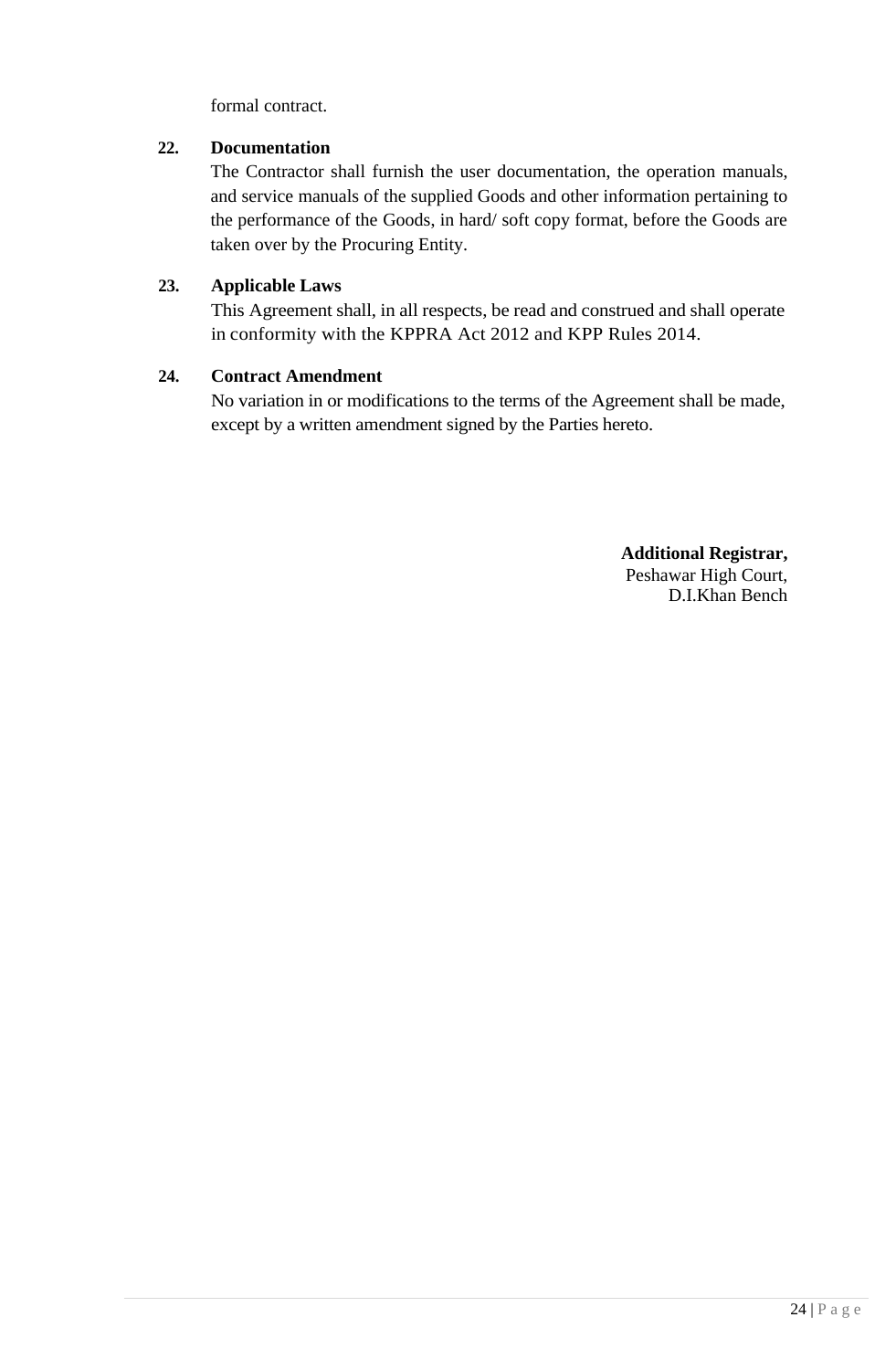formal contract.

**22. Documentation**

The Contractor shall furnish the user documentation, the operation manuals, and service manuals of the supplied Goods and other information pertaining to the performance of the Goods, in hard/ soft copy format, before the Goods are taken over by the Procuring Entity.

**23. Applicable Laws**

This Agreement shall, in all respects, be read and construed and shall operate in conformity with the KPPRA Act 2012 and KPP Rules 2014.

**24. Contract Amendment**

No variation in or modifications to the terms of the Agreement shall be made, except by a written amendment signed by the Parties hereto.

**Additional Registrar,**
Peshawar High Court,
D.I.Khan Bench